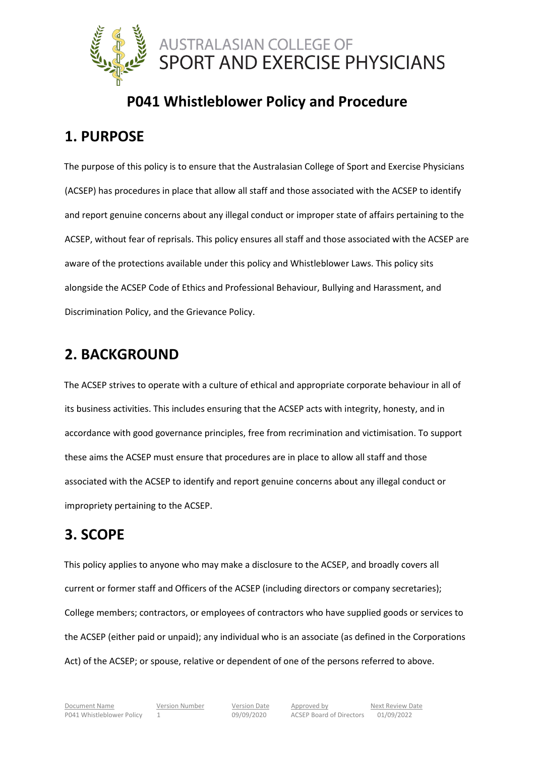AUSTRALASIAN COLLEGE OF SPORT AND EXERCISE PHYSICIANS

# P041 Whistleblower Policy and Procedure

## 1. PURPOSE

The purpose of this policy is to ensure that the Australasian College of Sport and Exercise Physicians (ACSEP) has procedures in place that allow all staff and those associated with the ACSEP to identify and report genuine concerns about any illegal conduct or improper state of affairs pertaining to the ACSEP, without fear of reprisals. This policy ensures all staff and those associated with the ACSEP are aware of the protections available under this policy and Whistleblower Laws. This policy sits alongside the ACSEP Code of Ethics and Professional Behaviour, Bullying and Harassment, and Discrimination Policy, and the Grievance Policy.

## 2. BACKGROUND

The ACSEP strives to operate with a culture of ethical and appropriate corporate behaviour in all of its business activities. This includes ensuring that the ACSEP acts with integrity, honesty, and in accordance with good governance principles, free from recrimination and victimisation. To support these aims the ACSEP must ensure that procedures are in place to allow all staff and those associated with the ACSEP to identify and report genuine concerns about any illegal conduct or impropriety pertaining to the ACSEP.

## 3. SCOPE

This policy applies to anyone who may make a disclosure to the ACSEP, and broadly covers all current or former staff and Officers of the ACSEP (including directors or company secretaries); College members; contractors, or employees of contractors who have supplied goods or services to the ACSEP (either paid or unpaid); any individual who is an associate (as defined in the Corporations Act) of the ACSEP; or spouse, relative or dependent of one of the persons referred to above.

| Document Name | Version Number | Version Date | Approved by | Next Review Date |
|---|---|---|---|---|
| P041 Whistleblower Policy | 1 | 09/09/2020 | ACSEP Board of Directors | 01/09/2022 |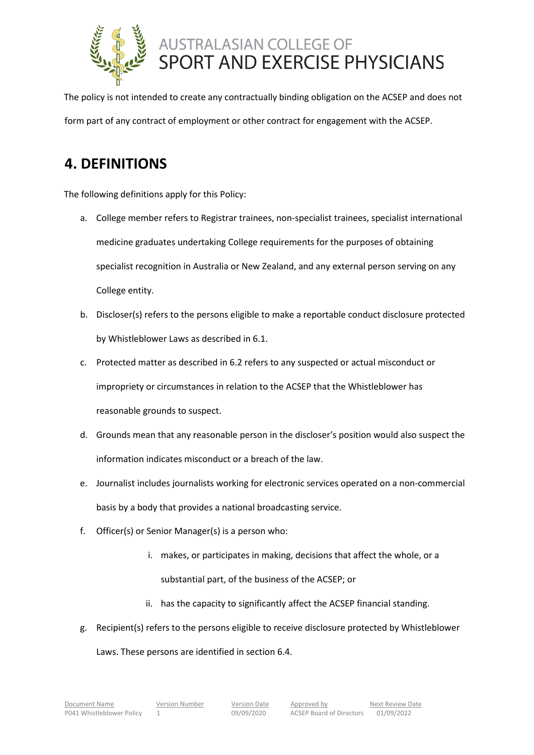The policy is not intended to create any contractually binding obligation on the ACSEP and does not form part of any contract of employment or other contract for engagement with the ACSEP.

## 4. DEFINITIONS

The following definitions apply for this Policy:

a. College member refers to Registrar trainees, non-specialist trainees, specialist international medicine graduates undertaking College requirements for the purposes of obtaining specialist recognition in Australia or New Zealand, and any external person serving on any College entity.

b. Discloser(s) refers to the persons eligible to make a reportable conduct disclosure protected by Whistleblower Laws as described in 6.1.

c. Protected matter as described in 6.2 refers to any suspected or actual misconduct or impropriety or circumstances in relation to the ACSEP that the Whistleblower has reasonable grounds to suspect.

d. Grounds mean that any reasonable person in the discloser's position would also suspect the information indicates misconduct or a breach of the law.

e. Journalist includes journalists working for electronic services operated on a non-commercial basis by a body that provides a national broadcasting service.

f. Officer(s) or Senior Manager(s) is a person who:

    i. makes, or participates in making, decisions that affect the whole, or a substantial part, of the business of the ACSEP; or

    ii. has the capacity to significantly affect the ACSEP financial standing.

g. Recipient(s) refers to the persons eligible to receive disclosure protected by Whistleblower Laws. These persons are identified in section 6.4.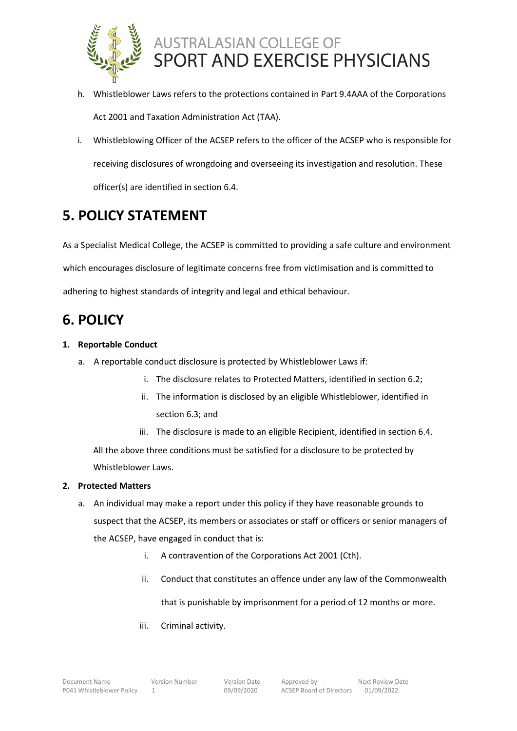h. Whistleblower Laws refers to the protections contained in Part 9.4AAA of the Corporations Act 2001 and Taxation Administration Act (TAA).

i. Whistleblowing Officer of the ACSEP refers to the officer of the ACSEP who is responsible for receiving disclosures of wrongdoing and overseeing its investigation and resolution. These officer(s) are identified in section 6.4.

# 5. POLICY STATEMENT

As a Specialist Medical College, the ACSEP is committed to providing a safe culture and environment which encourages disclosure of legitimate concerns free from victimisation and is committed to adhering to highest standards of integrity and legal and ethical behaviour.

# 6. POLICY

**1. Reportable Conduct**

a. A reportable conduct disclosure is protected by Whistleblower Laws if:

   i. The disclosure relates to Protected Matters, identified in section 6.2;

   ii. The information is disclosed by an eligible Whistleblower, identified in section 6.3; and

   iii. The disclosure is made to an eligible Recipient, identified in section 6.4.

All the above three conditions must be satisfied for a disclosure to be protected by Whistleblower Laws.

**2. Protected Matters**

a. An individual may make a report under this policy if they have reasonable grounds to suspect that the ACSEP, its members or associates or staff or officers or senior managers of the ACSEP, have engaged in conduct that is:

   i. A contravention of the Corporations Act 2001 (Cth).

   ii. Conduct that constitutes an offence under any law of the Commonwealth that is punishable by imprisonment for a period of 12 months or more.

   iii. Criminal activity.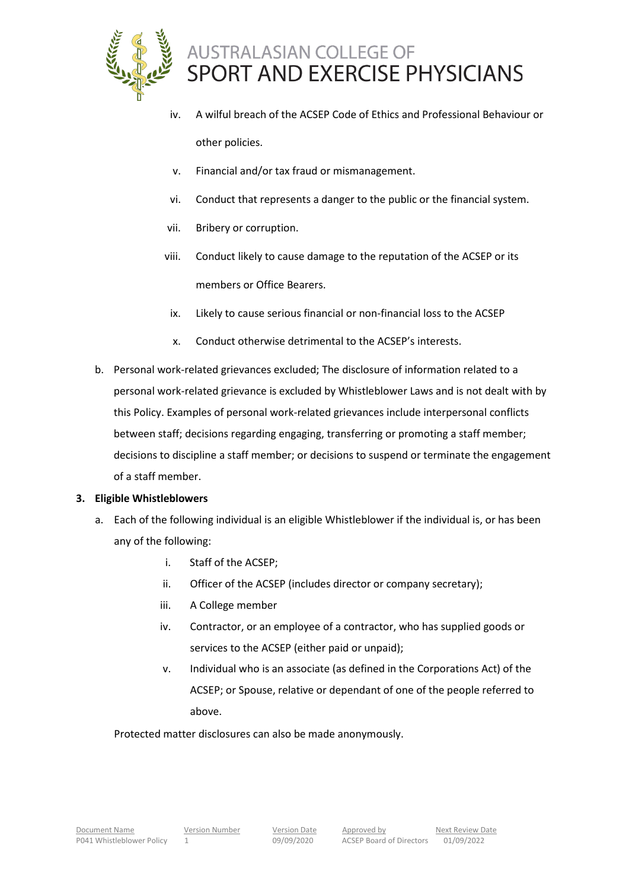iv. A wilful breach of the ACSEP Code of Ethics and Professional Behaviour or other policies.
v. Financial and/or tax fraud or mismanagement.
vi. Conduct that represents a danger to the public or the financial system.
vii. Bribery or corruption.
viii. Conduct likely to cause damage to the reputation of the ACSEP or its members or Office Bearers.
ix. Likely to cause serious financial or non-financial loss to the ACSEP
x. Conduct otherwise detrimental to the ACSEP's interests.

b. Personal work-related grievances excluded; The disclosure of information related to a personal work-related grievance is excluded by Whistleblower Laws and is not dealt with by this Policy. Examples of personal work-related grievances include interpersonal conflicts between staff; decisions regarding engaging, transferring or promoting a staff member; decisions to discipline a staff member; or decisions to suspend or terminate the engagement of a staff member.

**3. Eligible Whistleblowers**

a. Each of the following individual is an eligible Whistleblower if the individual is, or has been any of the following:

i. Staff of the ACSEP;
ii. Officer of the ACSEP (includes director or company secretary);
iii. A College member
iv. Contractor, or an employee of a contractor, who has supplied goods or services to the ACSEP (either paid or unpaid);
v. Individual who is an associate (as defined in the Corporations Act) of the ACSEP; or Spouse, relative or dependant of one of the people referred to above.

Protected matter disclosures can also be made anonymously.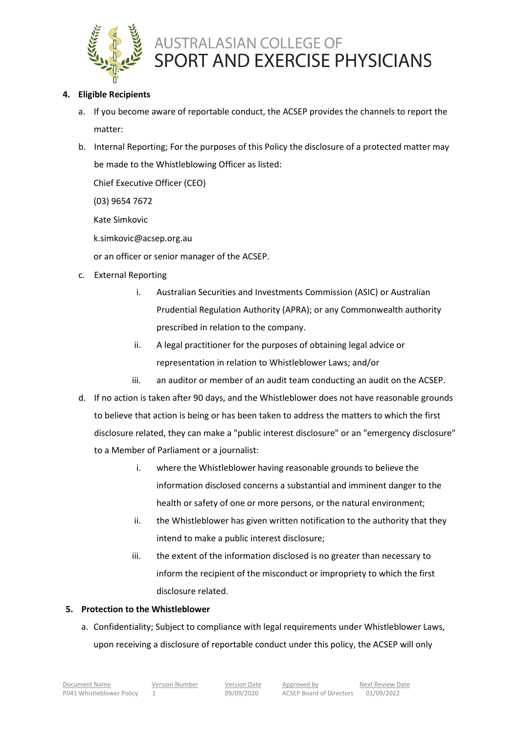**4. Eligible Recipients**

a. If you become aware of reportable conduct, the ACSEP provides the channels to report the matter:

b. Internal Reporting; For the purposes of this Policy the disclosure of a protected matter may be made to the Whistleblowing Officer as listed:

   Chief Executive Officer (CEO)

   (03) 9654 7672

   Kate Simkovic

   k.simkovic@acsep.org.au

   or an officer or senior manager of the ACSEP.

c. External Reporting

   i. Australian Securities and Investments Commission (ASIC) or Australian Prudential Regulation Authority (APRA); or any Commonwealth authority prescribed in relation to the company.

   ii. A legal practitioner for the purposes of obtaining legal advice or representation in relation to Whistleblower Laws; and/or

   iii. an auditor or member of an audit team conducting an audit on the ACSEP.

d. If no action is taken after 90 days, and the Whistleblower does not have reasonable grounds to believe that action is being or has been taken to address the matters to which the first disclosure related, they can make a "public interest disclosure" or an "emergency disclosure" to a Member of Parliament or a journalist:

   i. where the Whistleblower having reasonable grounds to believe the information disclosed concerns a substantial and imminent danger to the health or safety of one or more persons, or the natural environment;

   ii. the Whistleblower has given written notification to the authority that they intend to make a public interest disclosure;

   iii. the extent of the information disclosed is no greater than necessary to inform the recipient of the misconduct or impropriety to which the first disclosure related.

**5. Protection to the Whistleblower**

a. Confidentiality; Subject to compliance with legal requirements under Whistleblower Laws, upon receiving a disclosure of reportable conduct under this policy, the ACSEP will only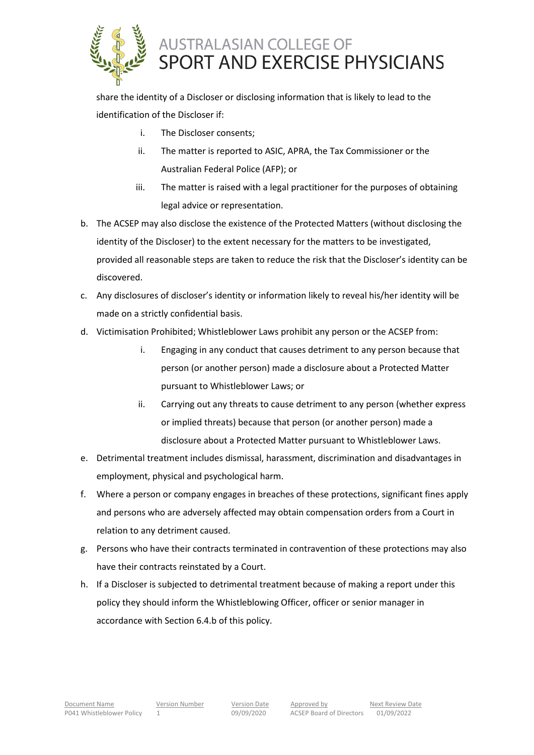share the identity of a Discloser or disclosing information that is likely to lead to the identification of the Discloser if:

i. The Discloser consents;
ii. The matter is reported to ASIC, APRA, the Tax Commissioner or the Australian Federal Police (AFP); or
iii. The matter is raised with a legal practitioner for the purposes of obtaining legal advice or representation.

b. The ACSEP may also disclose the existence of the Protected Matters (without disclosing the identity of the Discloser) to the extent necessary for the matters to be investigated, provided all reasonable steps are taken to reduce the risk that the Discloser's identity can be discovered.

c. Any disclosures of discloser's identity or information likely to reveal his/her identity will be made on a strictly confidential basis.

d. Victimisation Prohibited; Whistleblower Laws prohibit any person or the ACSEP from:

i. Engaging in any conduct that causes detriment to any person because that person (or another person) made a disclosure about a Protected Matter pursuant to Whistleblower Laws; or
ii. Carrying out any threats to cause detriment to any person (whether express or implied threats) because that person (or another person) made a disclosure about a Protected Matter pursuant to Whistleblower Laws.

e. Detrimental treatment includes dismissal, harassment, discrimination and disadvantages in employment, physical and psychological harm.

f. Where a person or company engages in breaches of these protections, significant fines apply and persons who are adversely affected may obtain compensation orders from a Court in relation to any detriment caused.

g. Persons who have their contracts terminated in contravention of these protections may also have their contracts reinstated by a Court.

h. If a Discloser is subjected to detrimental treatment because of making a report under this policy they should inform the Whistleblowing Officer, officer or senior manager in accordance with Section 6.4.b of this policy.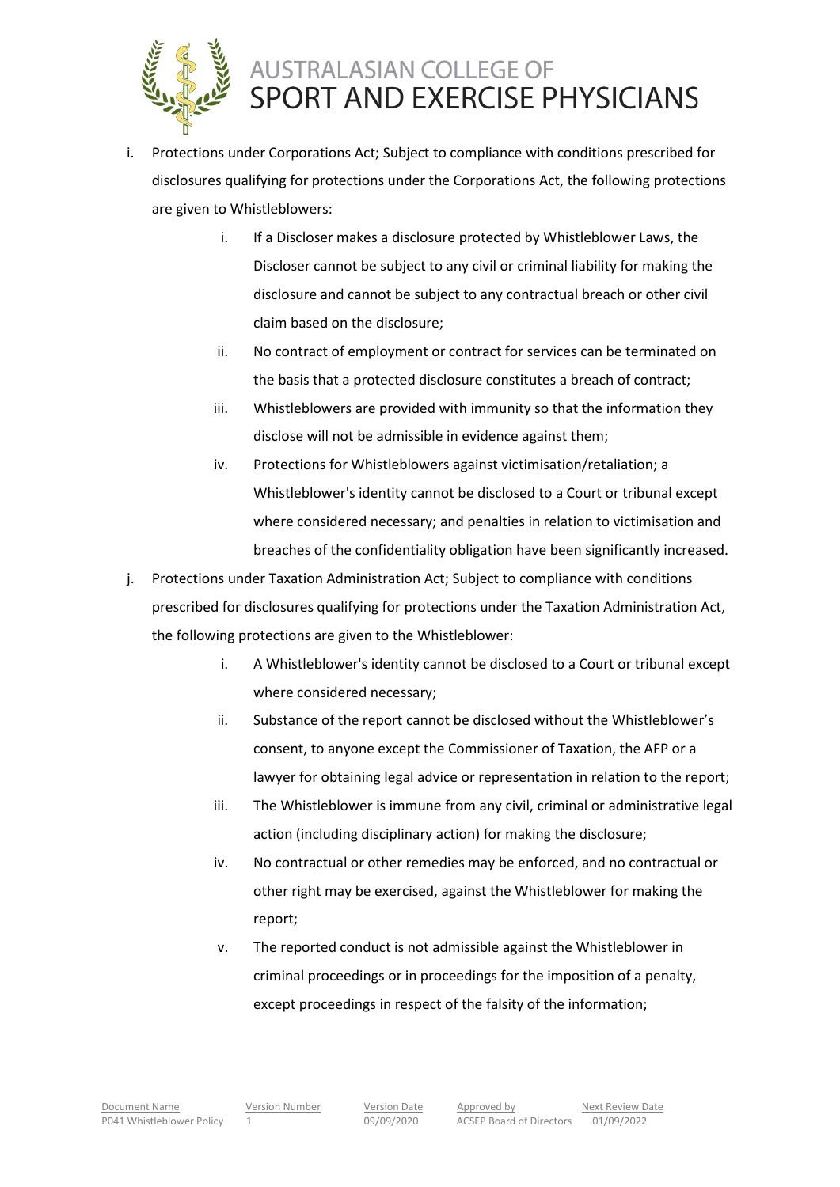i. Protections under Corporations Act; Subject to compliance with conditions prescribed for disclosures qualifying for protections under the Corporations Act, the following protections are given to Whistleblowers:

    i. If a Discloser makes a disclosure protected by Whistleblower Laws, the Discloser cannot be subject to any civil or criminal liability for making the disclosure and cannot be subject to any contractual breach or other civil claim based on the disclosure;
    ii. No contract of employment or contract for services can be terminated on the basis that a protected disclosure constitutes a breach of contract;
    iii. Whistleblowers are provided with immunity so that the information they disclose will not be admissible in evidence against them;
    iv. Protections for Whistleblowers against victimisation/retaliation; a Whistleblower's identity cannot be disclosed to a Court or tribunal except where considered necessary; and penalties in relation to victimisation and breaches of the confidentiality obligation have been significantly increased.

j. Protections under Taxation Administration Act; Subject to compliance with conditions prescribed for disclosures qualifying for protections under the Taxation Administration Act, the following protections are given to the Whistleblower:

    i. A Whistleblower's identity cannot be disclosed to a Court or tribunal except where considered necessary;
    ii. Substance of the report cannot be disclosed without the Whistleblower's consent, to anyone except the Commissioner of Taxation, the AFP or a lawyer for obtaining legal advice or representation in relation to the report;
    iii. The Whistleblower is immune from any civil, criminal or administrative legal action (including disciplinary action) for making the disclosure;
    iv. No contractual or other remedies may be enforced, and no contractual or other right may be exercised, against the Whistleblower for making the report;
    v. The reported conduct is not admissible against the Whistleblower in criminal proceedings or in proceedings for the imposition of a penalty, except proceedings in respect of the falsity of the information;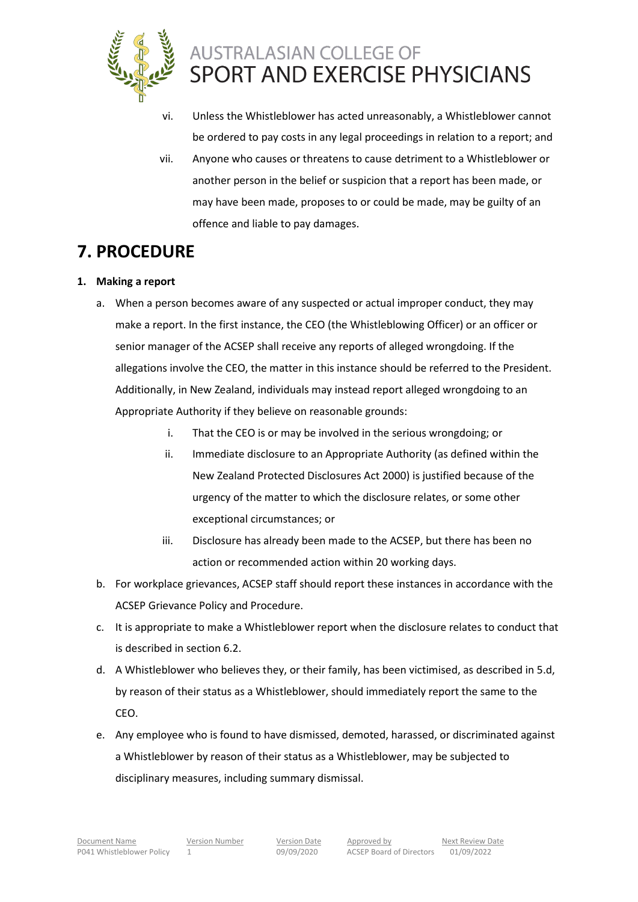vi. Unless the Whistleblower has acted unreasonably, a Whistleblower cannot be ordered to pay costs in any legal proceedings in relation to a report; and

vii. Anyone who causes or threatens to cause detriment to a Whistleblower or another person in the belief or suspicion that a report has been made, or may have been made, proposes to or could be made, may be guilty of an offence and liable to pay damages.

# 7. PROCEDURE

**1. Making a report**

a. When a person becomes aware of any suspected or actual improper conduct, they may make a report. In the first instance, the CEO (the Whistleblowing Officer) or an officer or senior manager of the ACSEP shall receive any reports of alleged wrongdoing. If the allegations involve the CEO, the matter in this instance should be referred to the President. Additionally, in New Zealand, individuals may instead report alleged wrongdoing to an Appropriate Authority if they believe on reasonable grounds:

   i. That the CEO is or may be involved in the serious wrongdoing; or

   ii. Immediate disclosure to an Appropriate Authority (as defined within the New Zealand Protected Disclosures Act 2000) is justified because of the urgency of the matter to which the disclosure relates, or some other exceptional circumstances; or

   iii. Disclosure has already been made to the ACSEP, but there has been no action or recommended action within 20 working days.

b. For workplace grievances, ACSEP staff should report these instances in accordance with the ACSEP Grievance Policy and Procedure.

c. It is appropriate to make a Whistleblower report when the disclosure relates to conduct that is described in section 6.2.

d. A Whistleblower who believes they, or their family, has been victimised, as described in 5.d, by reason of their status as a Whistleblower, should immediately report the same to the CEO.

e. Any employee who is found to have dismissed, demoted, harassed, or discriminated against a Whistleblower by reason of their status as a Whistleblower, may be subjected to disciplinary measures, including summary dismissal.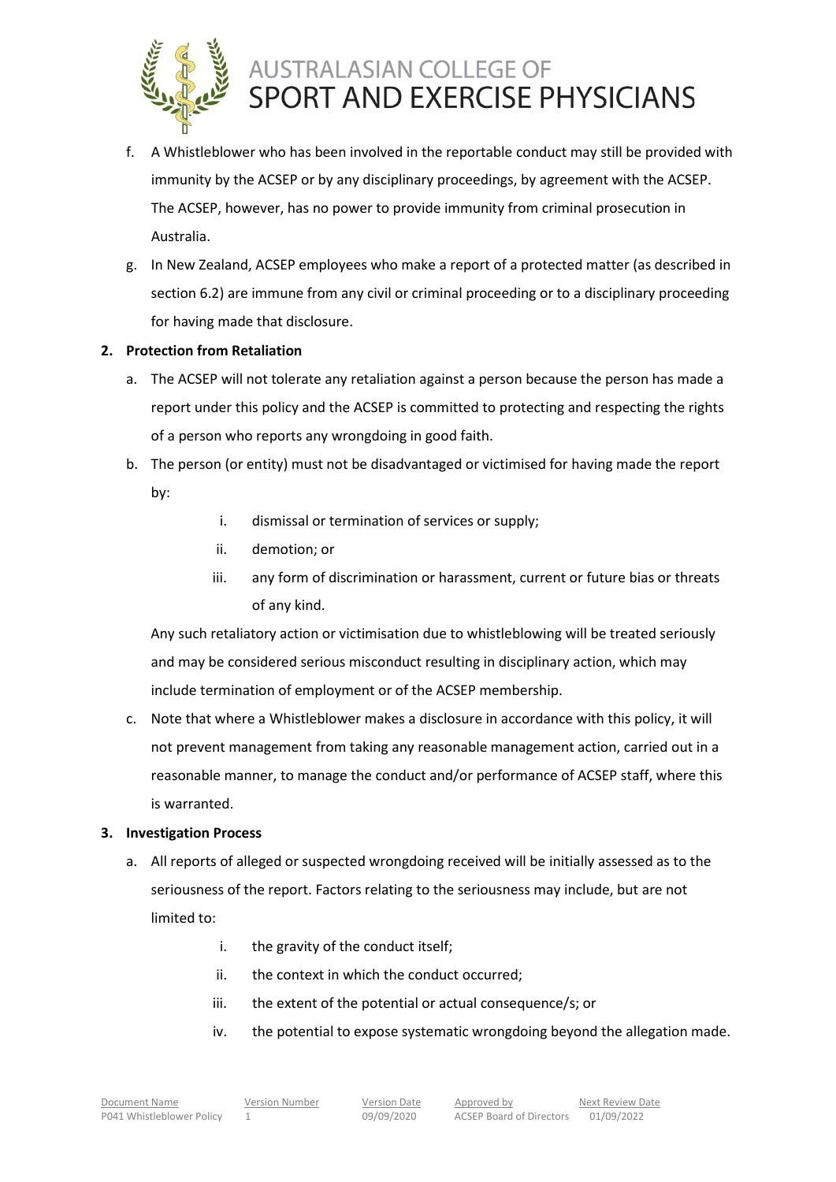f. A Whistleblower who has been involved in the reportable conduct may still be provided with immunity by the ACSEP or by any disciplinary proceedings, by agreement with the ACSEP. The ACSEP, however, has no power to provide immunity from criminal prosecution in Australia.

g. In New Zealand, ACSEP employees who make a report of a protected matter (as described in section 6.2) are immune from any civil or criminal proceeding or to a disciplinary proceeding for having made that disclosure.

**2. Protection from Retaliation**

a. The ACSEP will not tolerate any retaliation against a person because the person has made a report under this policy and the ACSEP is committed to protecting and respecting the rights of a person who reports any wrongdoing in good faith.

b. The person (or entity) must not be disadvantaged or victimised for having made the report by:

   i. dismissal or termination of services or supply;
   
   ii. demotion; or
   
   iii. any form of discrimination or harassment, current or future bias or threats of any kind.

   Any such retaliatory action or victimisation due to whistleblowing will be treated seriously and may be considered serious misconduct resulting in disciplinary action, which may include termination of employment or of the ACSEP membership.

c. Note that where a Whistleblower makes a disclosure in accordance with this policy, it will not prevent management from taking any reasonable management action, carried out in a reasonable manner, to manage the conduct and/or performance of ACSEP staff, where this is warranted.

**3. Investigation Process**

a. All reports of alleged or suspected wrongdoing received will be initially assessed as to the seriousness of the report. Factors relating to the seriousness may include, but are not limited to:

   i. the gravity of the conduct itself;
   
   ii. the context in which the conduct occurred;
   
   iii. the extent of the potential or actual consequence/s; or
   
   iv. the potential to expose systematic wrongdoing beyond the allegation made.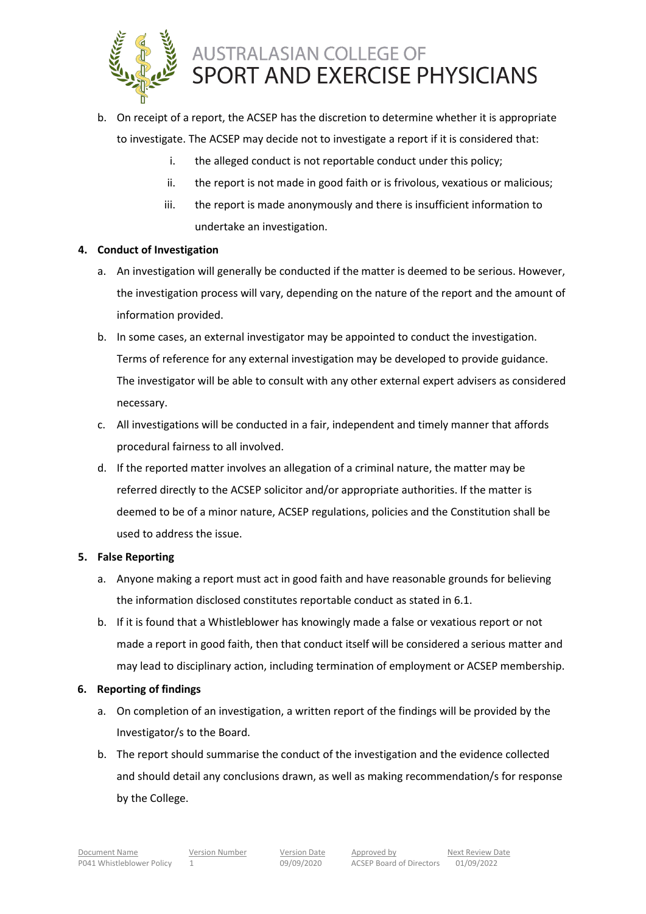b. On receipt of a report, the ACSEP has the discretion to determine whether it is appropriate to investigate. The ACSEP may decide not to investigate a report if it is considered that:

   i. the alleged conduct is not reportable conduct under this policy;

   ii. the report is not made in good faith or is frivolous, vexatious or malicious;

   iii. the report is made anonymously and there is insufficient information to undertake an investigation.

**4. Conduct of Investigation**

a. An investigation will generally be conducted if the matter is deemed to be serious. However, the investigation process will vary, depending on the nature of the report and the amount of information provided.

b. In some cases, an external investigator may be appointed to conduct the investigation. Terms of reference for any external investigation may be developed to provide guidance. The investigator will be able to consult with any other external expert advisers as considered necessary.

c. All investigations will be conducted in a fair, independent and timely manner that affords procedural fairness to all involved.

d. If the reported matter involves an allegation of a criminal nature, the matter may be referred directly to the ACSEP solicitor and/or appropriate authorities. If the matter is deemed to be of a minor nature, ACSEP regulations, policies and the Constitution shall be used to address the issue.

**5. False Reporting**

a. Anyone making a report must act in good faith and have reasonable grounds for believing the information disclosed constitutes reportable conduct as stated in 6.1.

b. If it is found that a Whistleblower has knowingly made a false or vexatious report or not made a report in good faith, then that conduct itself will be considered a serious matter and may lead to disciplinary action, including termination of employment or ACSEP membership.

**6. Reporting of findings**

a. On completion of an investigation, a written report of the findings will be provided by the Investigator/s to the Board.

b. The report should summarise the conduct of the investigation and the evidence collected and should detail any conclusions drawn, as well as making recommendation/s for response by the College.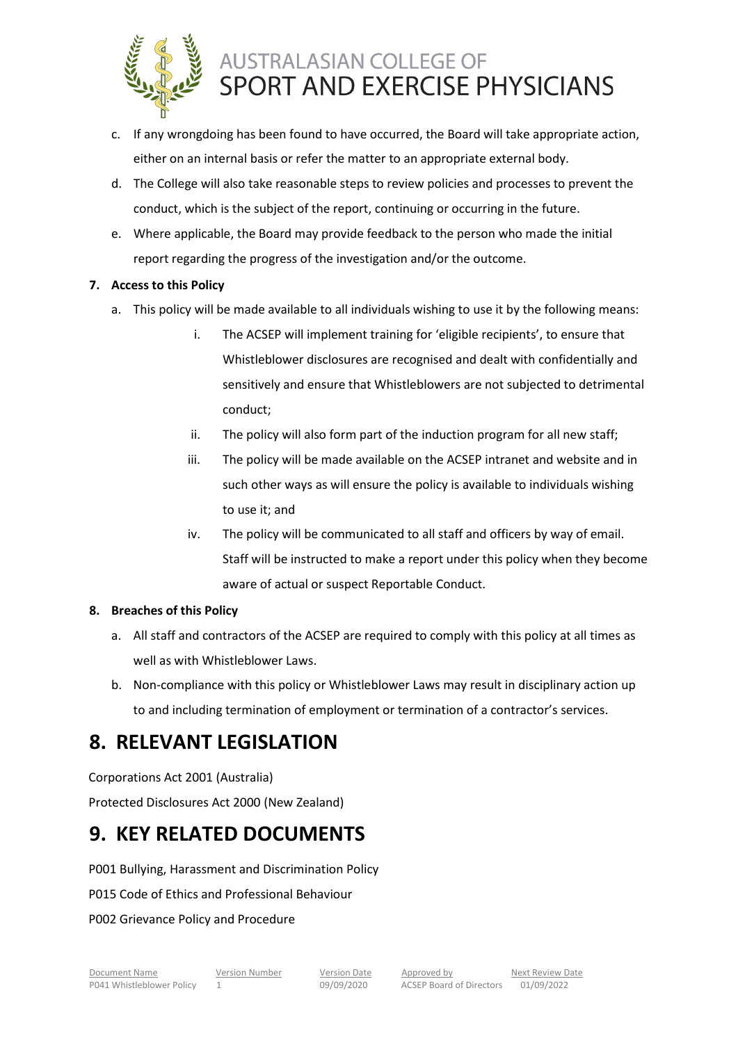c. If any wrongdoing has been found to have occurred, the Board will take appropriate action, either on an internal basis or refer the matter to an appropriate external body.

d. The College will also take reasonable steps to review policies and processes to prevent the conduct, which is the subject of the report, continuing or occurring in the future.

e. Where applicable, the Board may provide feedback to the person who made the initial report regarding the progress of the investigation and/or the outcome.

**7. Access to this Policy**

a. This policy will be made available to all individuals wishing to use it by the following means:

   i. The ACSEP will implement training for 'eligible recipients', to ensure that Whistleblower disclosures are recognised and dealt with confidentially and sensitively and ensure that Whistleblowers are not subjected to detrimental conduct;

   ii. The policy will also form part of the induction program for all new staff;

   iii. The policy will be made available on the ACSEP intranet and website and in such other ways as will ensure the policy is available to individuals wishing to use it; and

   iv. The policy will be communicated to all staff and officers by way of email. Staff will be instructed to make a report under this policy when they become aware of actual or suspect Reportable Conduct.

**8. Breaches of this Policy**

a. All staff and contractors of the ACSEP are required to comply with this policy at all times as well as with Whistleblower Laws.

b. Non-compliance with this policy or Whistleblower Laws may result in disciplinary action up to and including termination of employment or termination of a contractor's services.

# 8. RELEVANT LEGISLATION

Corporations Act 2001 (Australia)

Protected Disclosures Act 2000 (New Zealand)

# 9. KEY RELATED DOCUMENTS

P001 Bullying, Harassment and Discrimination Policy

P015 Code of Ethics and Professional Behaviour

P002 Grievance Policy and Procedure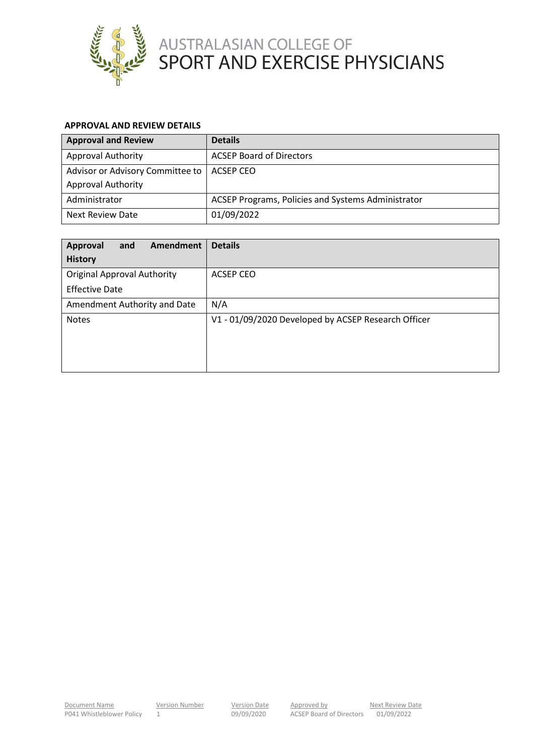**APPROVAL AND REVIEW DETAILS**

| Approval and Review | Details |
|---|---|
| Approval Authority | ACSEP Board of Directors |
| Advisor or Advisory Committee to Approval Authority | ACSEP CEO |
| Administrator | ACSEP Programs, Policies and Systems Administrator |
| Next Review Date | 01/09/2022 |

| Approval and Amendment History | Details |
|---|---|
| Original Approval Authority Effective Date | ACSEP CEO |
| Amendment Authority and Date | N/A |
| Notes | V1 - 01/09/2020 Developed by ACSEP Research Officer |